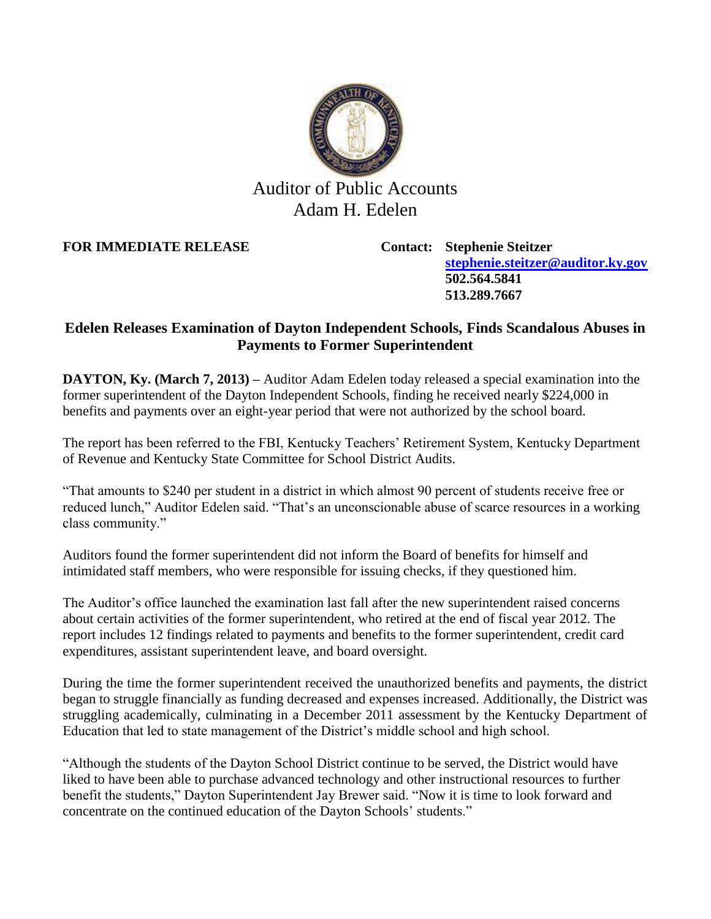Auditor of Public Accounts
Adam H. Edelen

**FOR IMMEDIATE RELEASE**

**Contact: Stephenie Steitzer**
**stephenie.steitzer@auditor.ky.gov**
**502.564.5841**
**513.289.7667**

## Edelen Releases Examination of Dayton Independent Schools, Finds Scandalous Abuses in Payments to Former Superintendent

**DAYTON, Ky. (March 7, 2013) –** Auditor Adam Edelen today released a special examination into the former superintendent of the Dayton Independent Schools, finding he received nearly $224,000 in benefits and payments over an eight-year period that were not authorized by the school board.

The report has been referred to the FBI, Kentucky Teachers' Retirement System, Kentucky Department of Revenue and Kentucky State Committee for School District Audits.

"That amounts to $240 per student in a district in which almost 90 percent of students receive free or reduced lunch," Auditor Edelen said. "That's an unconscionable abuse of scarce resources in a working class community."

Auditors found the former superintendent did not inform the Board of benefits for himself and intimidated staff members, who were responsible for issuing checks, if they questioned him.

The Auditor's office launched the examination last fall after the new superintendent raised concerns about certain activities of the former superintendent, who retired at the end of fiscal year 2012. The report includes 12 findings related to payments and benefits to the former superintendent, credit card expenditures, assistant superintendent leave, and board oversight.

During the time the former superintendent received the unauthorized benefits and payments, the district began to struggle financially as funding decreased and expenses increased. Additionally, the District was struggling academically, culminating in a December 2011 assessment by the Kentucky Department of Education that led to state management of the District's middle school and high school.

"Although the students of the Dayton School District continue to be served, the District would have liked to have been able to purchase advanced technology and other instructional resources to further benefit the students," Dayton Superintendent Jay Brewer said. "Now it is time to look forward and concentrate on the continued education of the Dayton Schools' students."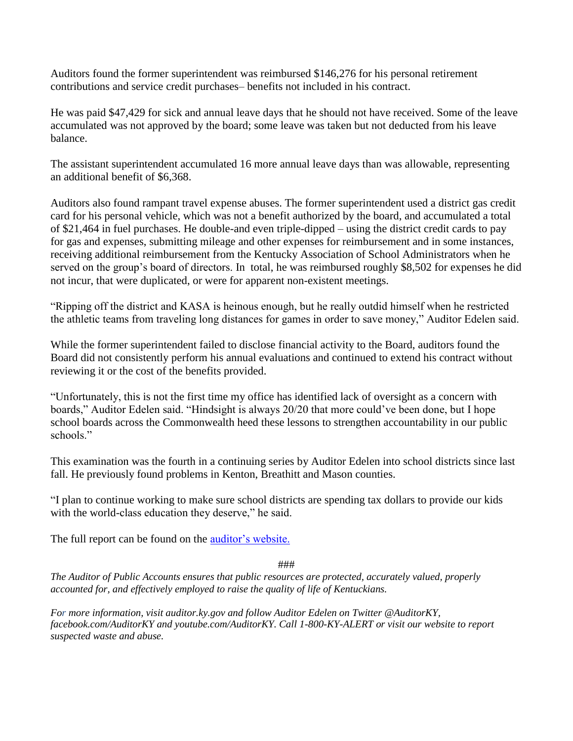Auditors found the former superintendent was reimbursed $146,276 for his personal retirement contributions and service credit purchases– benefits not included in his contract.

He was paid $47,429 for sick and annual leave days that he should not have received. Some of the leave accumulated was not approved by the board; some leave was taken but not deducted from his leave balance.

The assistant superintendent accumulated 16 more annual leave days than was allowable, representing an additional benefit of $6,368.

Auditors also found rampant travel expense abuses. The former superintendent used a district gas credit card for his personal vehicle, which was not a benefit authorized by the board, and accumulated a total of $21,464 in fuel purchases. He double-and even triple-dipped – using the district credit cards to pay for gas and expenses, submitting mileage and other expenses for reimbursement and in some instances, receiving additional reimbursement from the Kentucky Association of School Administrators when he served on the group's board of directors. In total, he was reimbursed roughly $8,502 for expenses he did not incur, that were duplicated, or were for apparent non-existent meetings.

"Ripping off the district and KASA is heinous enough, but he really outdid himself when he restricted the athletic teams from traveling long distances for games in order to save money," Auditor Edelen said.

While the former superintendent failed to disclose financial activity to the Board, auditors found the Board did not consistently perform his annual evaluations and continued to extend his contract without reviewing it or the cost of the benefits provided.

"Unfortunately, this is not the first time my office has identified lack of oversight as a concern with boards," Auditor Edelen said. "Hindsight is always 20/20 that more could've been done, but I hope school boards across the Commonwealth heed these lessons to strengthen accountability in our public schools."

This examination was the fourth in a continuing series by Auditor Edelen into school districts since last fall. He previously found problems in Kenton, Breathitt and Mason counties.

"I plan to continue working to make sure school districts are spending tax dollars to provide our kids with the world-class education they deserve," he said.

The full report can be found on the [auditor's website.]()

###

*The Auditor of Public Accounts ensures that public resources are protected, accurately valued, properly accounted for, and effectively employed to raise the quality of life of Kentuckians.*

*For more information, visit auditor.ky.gov and follow Auditor Edelen on Twitter @AuditorKY, facebook.com/AuditorKY and youtube.com/AuditorKY. Call 1-800-KY-ALERT or visit our website to report suspected waste and abuse.*